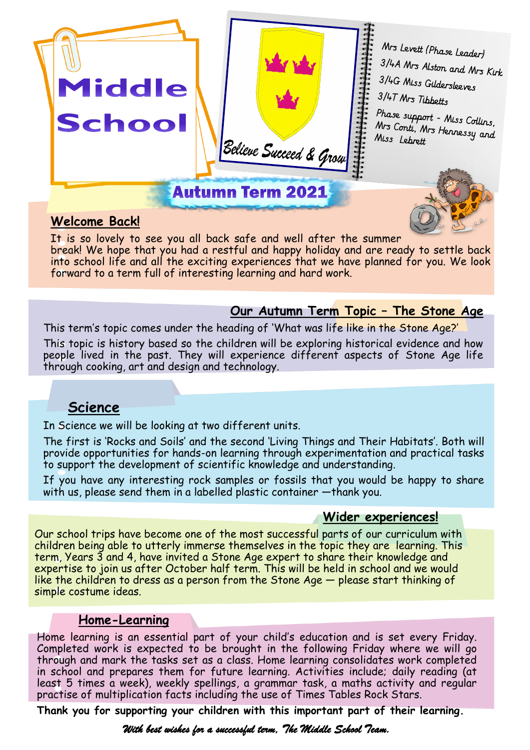# Middle School

*Believe Succeed & Grow*

Mrs Levett (Phase Leader)
3/4A Mrs Alston and Mrs Kirk
3/4G Miss Gildersleeves
3/4T Mrs Tibbetts
Phase support - Miss Collins, Mrs Conti, Mrs Hennessy and Miss Lebrett

## Autumn Term 2021

### Welcome Back!

It is so lovely to see you all back safe and well after the summer break! We hope that you had a restful and happy holiday and are ready to settle back into school life and all the exciting experiences that we have planned for you. We look forward to a term full of interesting learning and hard work.

### Our Autumn Term Topic – The Stone Age

This term's topic comes under the heading of 'What was life like in the Stone Age?'

This topic is history based so the children will be exploring historical evidence and how people lived in the past. They will experience different aspects of Stone Age life through cooking, art and design and technology.

### Science

In Science we will be looking at two different units.

The first is 'Rocks and Soils' and the second 'Living Things and Their Habitats'. Both will provide opportunities for hands-on learning through experimentation and practical tasks to support the development of scientific knowledge and understanding.

If you have any interesting rock samples or fossils that you would be happy to share with us, please send them in a labelled plastic container —thank you.

### Wider experiences!

Our school trips have become one of the most successful parts of our curriculum with children being able to utterly immerse themselves in the topic they are learning. This term, Years 3 and 4, have invited a Stone Age expert to share their knowledge and expertise to join us after October half term. This will be held in school and we would like the children to dress as a person from the Stone Age — please start thinking of simple costume ideas.

### Home-Learning

Home learning is an essential part of your child's education and is set every Friday. Completed work is expected to be brought in the following Friday where we will go through and mark the tasks set as a class. Home learning consolidates work completed in school and prepares them for future learning. Activities include; daily reading (at least 5 times a week), weekly spellings, a grammar task, a maths activity and regular practise of multiplication facts including the use of Times Tables Rock Stars.

**Thank you for supporting your children with this important part of their learning.**

*With best wishes for a successful term, The Middle School Team.*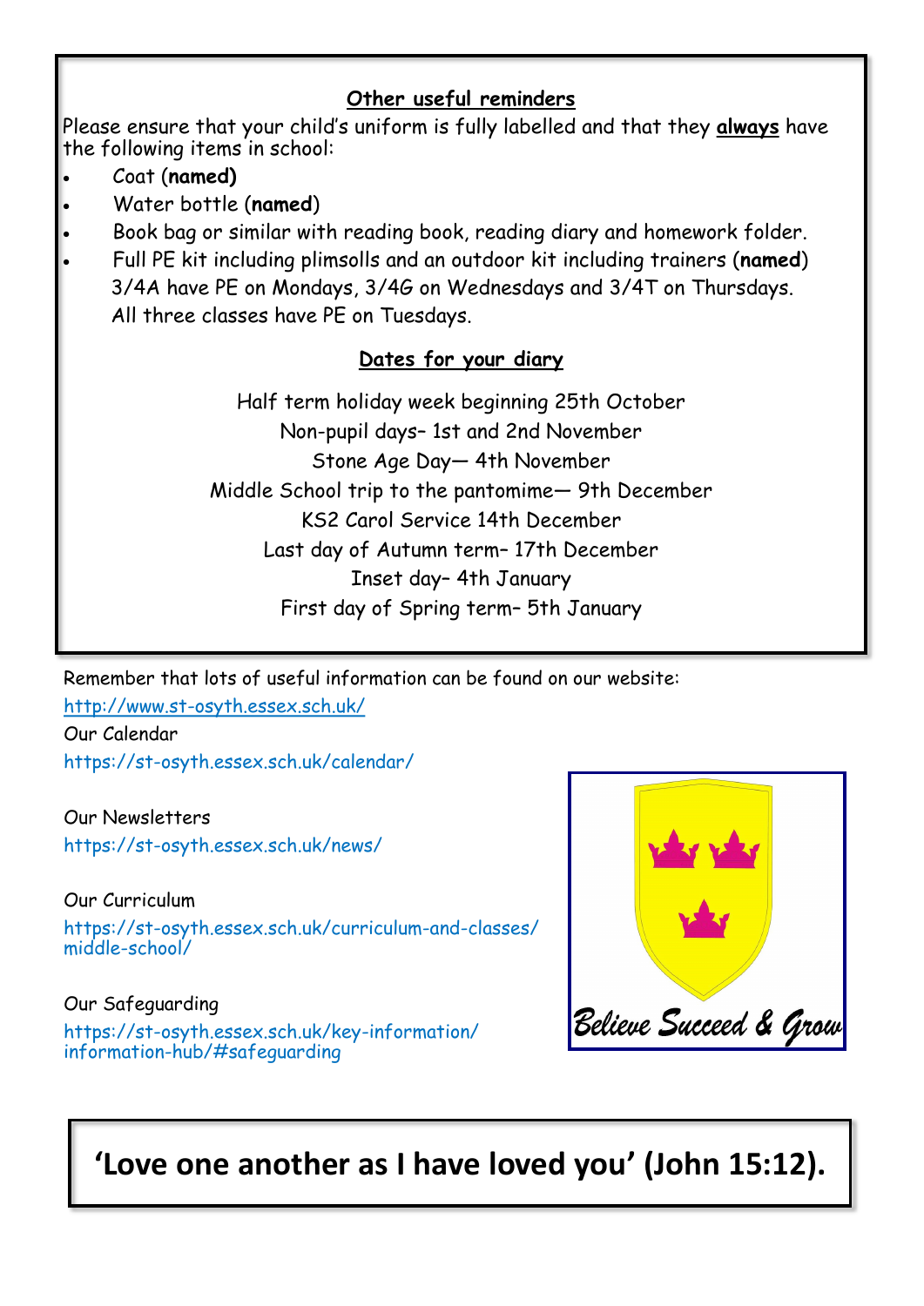## Other useful reminders

Please ensure that your child's uniform is fully labelled and that they **always** have the following items in school:

- Coat (**named)**
- Water bottle (**named**)
- Book bag or similar with reading book, reading diary and homework folder.
- Full PE kit including plimsolls and an outdoor kit including trainers (**named**) 3/4A have PE on Mondays, 3/4G on Wednesdays and 3/4T on Thursdays. All three classes have PE on Tuesdays.

## Dates for your diary

Half term holiday week beginning 25th October
Non-pupil days– 1st and 2nd November
Stone Age Day— 4th November
Middle School trip to the pantomime— 9th December
KS2 Carol Service 14th December
Last day of Autumn term– 17th December
Inset day– 4th January
First day of Spring term– 5th January

Remember that lots of useful information can be found on our website:
http://www.st-osyth.essex.sch.uk/

Our Calendar
https://st-osyth.essex.sch.uk/calendar/

Our Newsletters
https://st-osyth.essex.sch.uk/news/

Our Curriculum
https://st-osyth.essex.sch.uk/curriculum-and-classes/middle-school/

Our Safeguarding
https://st-osyth.essex.sch.uk/key-information/information-hub/#safeguarding

Believe Succeed & Grow

**'Love one another as I have loved you' (John 15:12).**